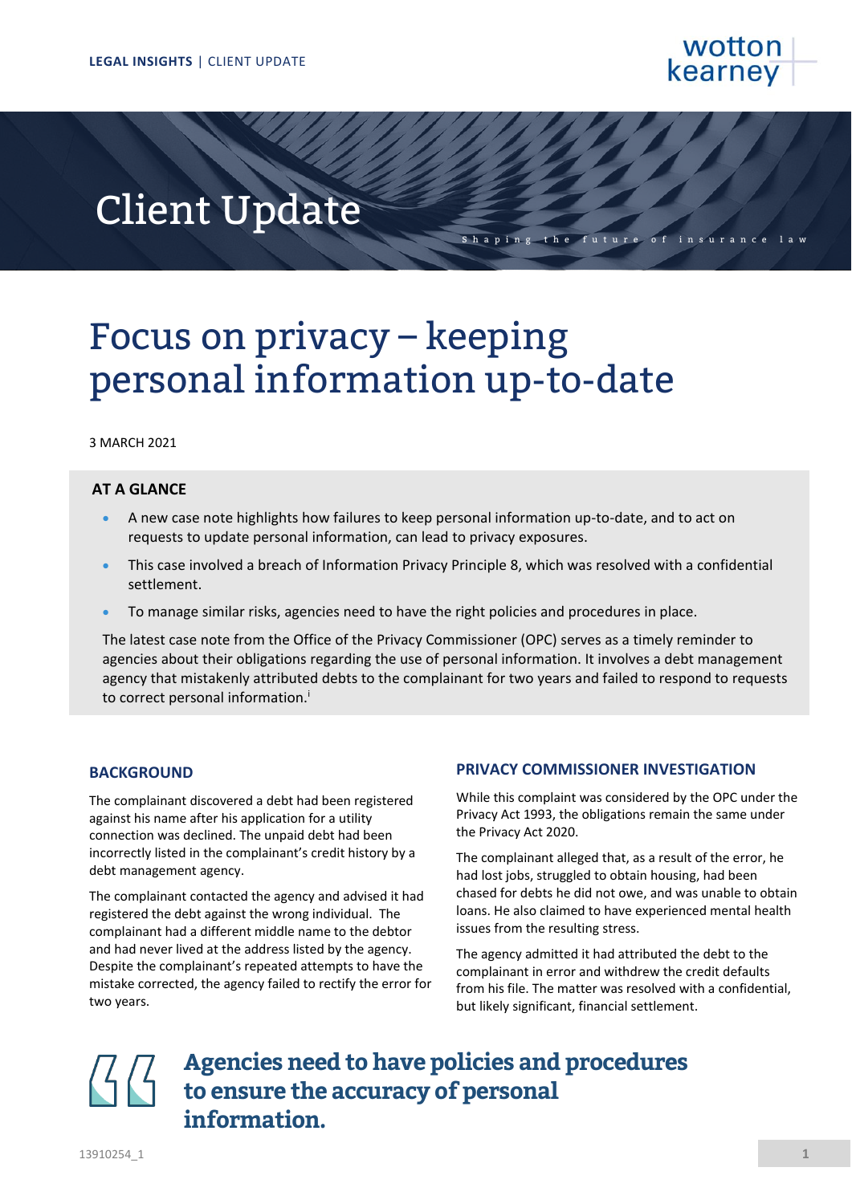LEGAL INSIGHTS | CLIENT UPDATE

# Client Update

Shaping the future of insurance law

# Focus on privacy – keeping personal information up-to-date

3 MARCH 2021

## AT A GLANCE

- A new case note highlights how failures to keep personal information up-to-date, and to act on requests to update personal information, can lead to privacy exposures.
- This case involved a breach of Information Privacy Principle 8, which was resolved with a confidential settlement.
- To manage similar risks, agencies need to have the right policies and procedures in place.

The latest case note from the Office of the Privacy Commissioner (OPC) serves as a timely reminder to agencies about their obligations regarding the use of personal information. It involves a debt management agency that mistakenly attributed debts to the complainant for two years and failed to respond to requests to correct personal information.[i]

## BACKGROUND

The complainant discovered a debt had been registered against his name after his application for a utility connection was declined. The unpaid debt had been incorrectly listed in the complainant's credit history by a debt management agency.

The complainant contacted the agency and advised it had registered the debt against the wrong individual. The complainant had a different middle name to the debtor and had never lived at the address listed by the agency. Despite the complainant's repeated attempts to have the mistake corrected, the agency failed to rectify the error for two years.

## PRIVACY COMMISSIONER INVESTIGATION

While this complaint was considered by the OPC under the Privacy Act 1993, the obligations remain the same under the Privacy Act 2020.

The complainant alleged that, as a result of the error, he had lost jobs, struggled to obtain housing, had been chased for debts he did not owe, and was unable to obtain loans. He also claimed to have experienced mental health issues from the resulting stress.

The agency admitted it had attributed the debt to the complainant in error and withdrew the credit defaults from his file. The matter was resolved with a confidential, but likely significant, financial settlement.

> **Agencies need to have policies and procedures to ensure the accuracy of personal information.**

13910254_1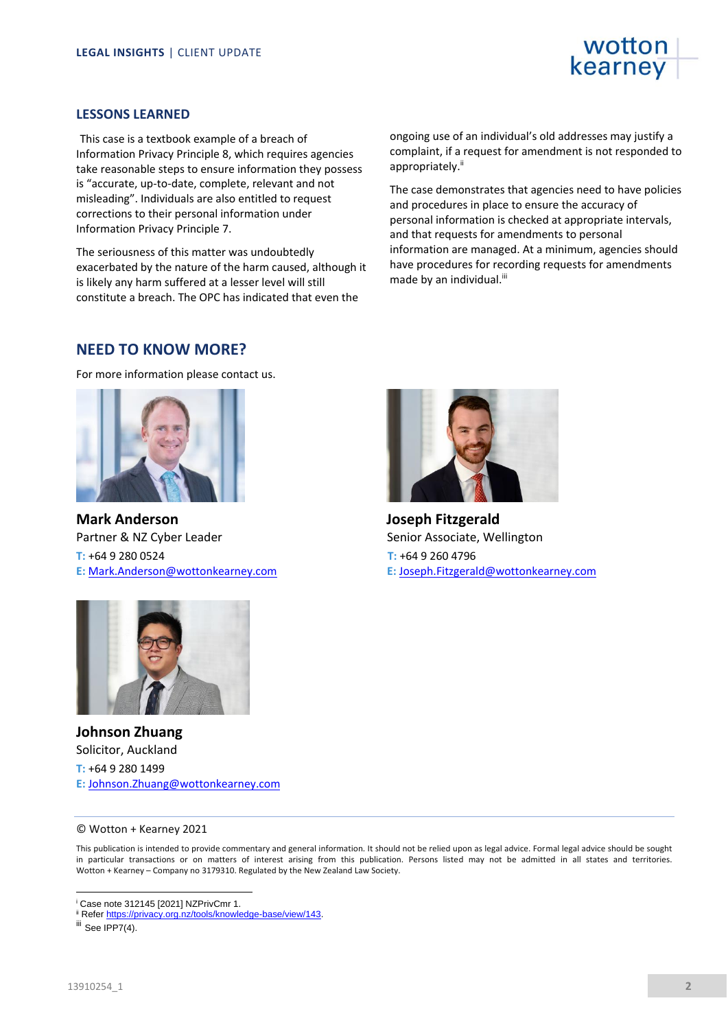## LESSONS LEARNED

This case is a textbook example of a breach of Information Privacy Principle 8, which requires agencies take reasonable steps to ensure information they possess is "accurate, up-to-date, complete, relevant and not misleading". Individuals are also entitled to request corrections to their personal information under Information Privacy Principle 7.

The seriousness of this matter was undoubtedly exacerbated by the nature of the harm caused, although it is likely any harm suffered at a lesser level will still constitute a breach. The OPC has indicated that even the ongoing use of an individual's old addresses may justify a complaint, if a request for amendment is not responded to appropriately.[ii]

The case demonstrates that agencies need to have policies and procedures in place to ensure the accuracy of personal information is checked at appropriate intervals, and that requests for amendments to personal information are managed. At a minimum, agencies should have procedures for recording requests for amendments made by an individual.[iii]

## NEED TO KNOW MORE?

For more information please contact us.

**Mark Anderson**
Partner & NZ Cyber Leader
**T:** +64 9 280 0524
**E:** Mark.Anderson@wottonkearney.com

**Joseph Fitzgerald**
Senior Associate, Wellington
**T:** +64 9 260 4796
**E:** Joseph.Fitzgerald@wottonkearney.com

**Johnson Zhuang**
Solicitor, Auckland
**T:** +64 9 280 1499
**E:** Johnson.Zhuang@wottonkearney.com

© Wotton + Kearney 2021

This publication is intended to provide commentary and general information. It should not be relied upon as legal advice. Formal legal advice should be sought in particular transactions or on matters of interest arising from this publication. Persons listed may not be admitted in all states and territories. Wotton + Kearney – Company no 3179310. Regulated by the New Zealand Law Society.

---

[i] Case note 312145 [2021] NZPrivCmr 1.
[ii] Refer https://privacy.org.nz/tools/knowledge-base/view/143.
[iii] See IPP7(4).